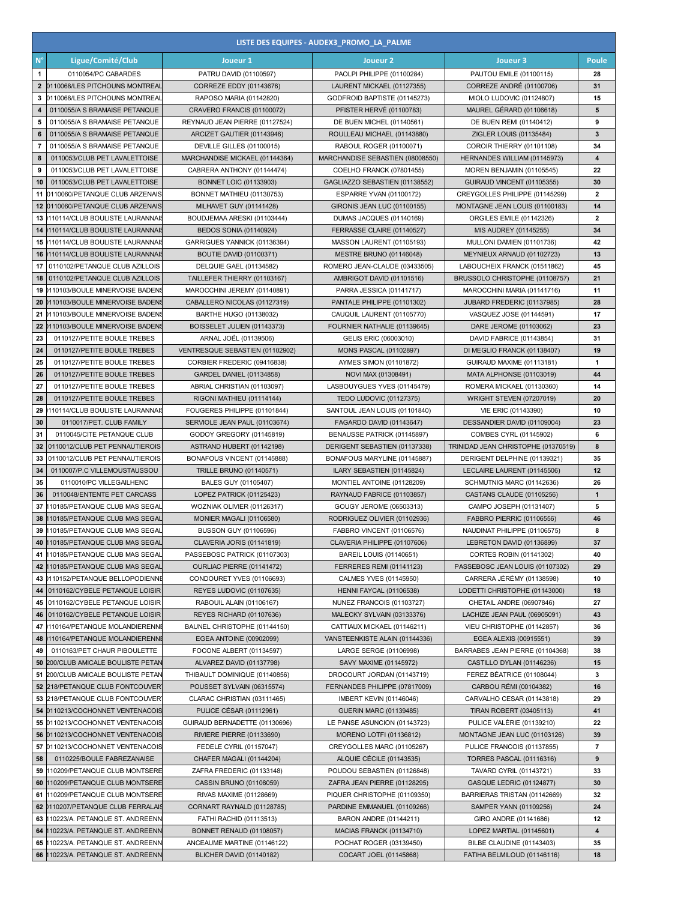# LISTE DES EQUIPES - AUDEX3_PROMO_LA_PALME

| N° | Ligue/Comité/Club | Joueur 1 | Joueur 2 | Joueur 3 | Poule |
|---|---|---|---|---|---|
| 1 | 0110054/PC CABARDES | PATRU DAVID (01100597) | PAOLPI PHILIPPE (01100284) | PAUTOU EMILE (01100115) | 28 |
| 2 | 0110068/LES PITCHOUNS MONTREAL | CORREZE EDDY (01143676) | LAURENT MICKAEL (01127355) | CORREZE ANDRÉ (01100706) | 31 |
| 3 | 0110068/LES PITCHOUNS MONTREAL | RAPOSO MARIA (01142820) | GODFROID BAPTISTE (01145273) | MIOLO LUDOVIC (01124807) | 15 |
| 4 | 0110055/A S BRAMAISE PETANQUE | CRAVERO FRANCIS (01100072) | PFISTER HERVÉ (01100783) | MAUREL GÉRARD (01106618) | 5 |
| 5 | 0110055/A S BRAMAISE PETANQUE | REYNAUD JEAN PIERRE (01127524) | DE BUEN MICHEL (01140561) | DE BUEN REMI (01140412) | 9 |
| 6 | 0110055/A S BRAMAISE PETANQUE | ARCIZET GAUTIER (01143946) | ROULLEAU MICHAEL (01143880) | ZIGLER LOUIS (01135484) | 3 |
| 7 | 0110055/A S BRAMAISE PETANQUE | DEVILLE GILLES (01100015) | RABOUL ROGER (01100071) | COROIR THIERRY (01101108) | 34 |
| 8 | 0110053/CLUB PET LAVALETTOISE | MARCHANDISE MICKAEL (01144364) | MARCHANDISE SEBASTIEN (08008550) | HERNANDES WILLIAM (01145973) | 4 |
| 9 | 0110053/CLUB PET LAVALETTOISE | CABRERA ANTHONY (01144474) | COELHO FRANCK (07801455) | MOREN BENJAMIN (01105545) | 22 |
| 10 | 0110053/CLUB PET LAVALETTOISE | BONNET LOIC (01133903) | GAGLIAZZO SEBASTIEN (01138552) | GUIRAUD VINCENT (01105355) | 30 |
| 11 | 0110060/PETANQUE CLUB ARZENAIS | BONNET MATHIEU (01130753) | ESPARRE YVAN (01100172) | CREYGOLLES PHILIPPE (01145299) | 2 |
| 12 | 0110060/PETANQUE CLUB ARZENAIS | MILHAVET GUY (01141428) | GIRONIS JEAN LUC (01100155) | MONTAGNE JEAN LOUIS (01100183) | 14 |
| 13 | 0110114/CLUB BOULISTE LAURANNAIS | BOUDJEMAA ARESKI (01103444) | DUMAS JACQUES (01140169) | ORGILES EMILE (01142326) | 2 |
| 14 | 0110114/CLUB BOULISTE LAURANNAIS | BEDOS SONIA (01140924) | FERRASSE CLAIRE (01140527) | MIS AUDREY (01145255) | 34 |
| 15 | 0110114/CLUB BOULISTE LAURANNAIS | GARRIGUES YANNICK (01136394) | MASSON LAURENT (01105193) | MULLONI DAMIEN (01101736) | 42 |
| 16 | 0110114/CLUB BOULISTE LAURANNAIS | BOUTIE DAVID (01100371) | MESTRE BRUNO (01146048) | MEYNIEUX ARNAUD (01102723) | 13 |
| 17 | 0110102/PETANQUE CLUB AZILLOIS | DELQUIE GAEL (01134582) | ROMERO JEAN-CLAUDE (03433505) | LABOUCHEIX FRANCK (01511862) | 45 |
| 18 | 0110102/PETANQUE CLUB AZILLOIS | TAILLEFER THIERRY (01103167) | AMBRIGOT DAVID (01101516) | BRUSSOLO CHRISTOPHE (01108757) | 21 |
| 19 | 0110103/BOULE MINERVOISE BADENS | MAROCCHINI JEREMY (01140891) | PARRA JESSICA (01141717) | MAROCCHINI MARIA (01141716) | 11 |
| 20 | 0110103/BOULE MINERVOISE BADENS | CABALLERO NICOLAS (01127319) | PANTALE PHILIPPE (01101302) | JUBARD FREDERIC (01137985) | 28 |
| 21 | 0110103/BOULE MINERVOISE BADENS | BARTHE HUGO (01138032) | CAUQUIL LAURENT (01105770) | VASQUEZ JOSE (01144591) | 17 |
| 22 | 0110103/BOULE MINERVOISE BADENS | BOISSELET JULIEN (01143373) | FOURNIER NATHALIE (01139645) | DARE JEROME (01103062) | 23 |
| 23 | 0110127/PETITE BOULE TREBES | ARNAL JOËL (01139506) | GELIS ERIC (06003010) | DAVID FABRICE (01143854) | 31 |
| 24 | 0110127/PETITE BOULE TREBES | VENTRESQUE SEBASTIEN (01102902) | MONS PASCAL (01102897) | DI MEGLIO FRANCK (01138407) | 19 |
| 25 | 0110127/PETITE BOULE TREBES | CORBIER FREDERIC (09416838) | AYMES SIMON (01101872) | GUIRAUD MAXIME (01113181) | 1 |
| 26 | 0110127/PETITE BOULE TREBES | GARDEL DANIEL (01134858) | NOVI MAX (01308491) | MATA ALPHONSE (01103019) | 44 |
| 27 | 0110127/PETITE BOULE TREBES | ABRIAL CHRISTIAN (01103097) | LASBOUYGUES YVES (01145479) | ROMERA MICKAEL (01130360) | 14 |
| 28 | 0110127/PETITE BOULE TREBES | RIGONI MATHIEU (01114144) | TEDO LUDOVIC (01127375) | WRIGHT STEVEN (07207019) | 20 |
| 29 | 0110114/CLUB BOULISTE LAURANNAIS | FOUGERES PHILIPPE (01101844) | SANTOUL JEAN LOUIS (01101840) | VIE ERIC (01143390) | 10 |
| 30 | 0110017/PET. CLUB FAMILY | SERVIOLE JEAN PAUL (01103674) | FAGARDO DAVID (01143647) | DESSANDIER DAVID (01109004) | 23 |
| 31 | 0110045/CITE PETANQUE CLUB | GODOY GREGORY (01145819) | BENAUSSE PATRICK (01145897) | COMBES CYRL (01145902) | 6 |
| 32 | 0110012/CLUB PET PENNAUTIEROIS | ASTRAND HUBERT (01142198) | DERIGENT SEBASTIEN (01137338) | TRINIDAD JEAN CHRISTOPHE (01370519) | 8 |
| 33 | 0110012/CLUB PET PENNAUTIEROIS | BONAFOUS VINCENT (01145888) | BONAFOUS MARYLINE (01145887) | DERIGENT DELPHINE (01139321) | 35 |
| 34 | 0110007/P.C VILLEMOUSTAUSSOU | TRILLE BRUNO (01140571) | ILARY SEBASTIEN (01145824) | LECLAIRE LAURENT (01145506) | 12 |
| 35 | 0110010/PC VILLEGAILHENC | BALES GUY (01105407) | MONTIEL ANTOINE (01128209) | SCHMUTNIG MARC (01142636) | 26 |
| 36 | 0110048/ENTENTE PET CARCASS | LOPEZ PATRICK (01125423) | RAYNAUD FABRICE (01103857) | CASTANS CLAUDE (01105256) | 1 |
| 37 | 0110185/PETANQUE CLUB MAS SEGAL | WOZNIAK OLIVIER (01126317) | GOUGY JEROME (06503313) | CAMPO JOSEPH (01131407) | 5 |
| 38 | 0110185/PETANQUE CLUB MAS SEGAL | MONIER MAGALI (01106580) | RODRIGUEZ OLIVIER (01102936) | FABBRO PIERRIC (01106556) | 46 |
| 39 | 0110185/PETANQUE CLUB MAS SEGAL | BUSSON GUY (01106596) | FABBRO VINCENT (01106576) | NAUDINAT PHILIPPE (01106575) | 8 |
| 40 | 0110185/PETANQUE CLUB MAS SEGAL | CLAVERIA JORIS (01141819) | CLAVERIA PHILIPPE (01107606) | LEBRETON DAVID (01136899) | 37 |
| 41 | 0110185/PETANQUE CLUB MAS SEGAL | PASSEBOSC PATRICK (01107303) | BAREIL LOUIS (01140651) | CORTES ROBIN (01141302) | 40 |
| 42 | 0110185/PETANQUE CLUB MAS SEGAL | OURLIAC PIERRE (01141472) | FERRERES REMI (01141123) | PASSEBOSC JEAN LOUIS (01107302) | 29 |
| 43 | 0110152/PETANQUE BELLOPODIENNE | CONDOURET YVES (01106693) | CALMES YVES (01145950) | CARRERA JÉRÉMY (01138598) | 10 |
| 44 | 0110162/CYBELE PETANQUE LOISIR | REYES LUDOVIC (01107635) | HENNI FAYCAL (01106538) | LODETTI CHRISTOPHE (01143000) | 18 |
| 45 | 0110162/CYBELE PETANQUE LOISIR | RABOUIL ALAIN (01106167) | NUNEZ FRANCOIS (01103727) | CHETAIL ANDRE (06907846) | 27 |
| 46 | 0110162/CYBELE PETANQUE LOISIR | REYES RICHARD (01107636) | MALECKY SYLVAIN (03133376) | LACHIZE JEAN PAUL (06905091) | 43 |
| 47 | 0110164/PETANQUE MOLANDIERENNE | BAUNEL CHRISTOPHE (01144150) | CATTIAUX MICKAEL (01146211) | VIEU CHRISTOPHE (01142857) | 36 |
| 48 | 0110164/PETANQUE MOLANDIERENNE | EGEA ANTOINE (00902099) | VANSTEENKISTE ALAIN (01144336) | EGEA ALEXIS (00915551) | 39 |
| 49 | 0110163/PET CHAUR PIBOULETTE | FOCONE ALBERT (01134597) | LARGE SERGE (01106998) | BARRABES JEAN PIERRE (01104368) | 38 |
| 50 | 0110200/CLUB AMICALE BOULISTE PETAN | ALVAREZ DAVID (01137798) | SAVY MAXIME (01145972) | CASTILLO DYLAN (01146236) | 15 |
| 51 | 0110200/CLUB AMICALE BOULISTE PETAN | THIBAULT DOMINIQUE (01100856) | DROCOURT JORDAN (01143719) | FEREZ BÉATRICE (01108044) | 3 |
| 52 | 0110218/PETANQUE CLUB FONTCOUVER | POUSSET SYLVAIN (06315574) | FERNANDES PHILIPPE (07817009) | CARBOU RÉMI (00104382) | 16 |
| 53 | 0110218/PETANQUE CLUB FONTCOUVER | CLARAC CHRISTIAN (03111465) | IMBERT KEVIN (01146046) | CARVALHO CESAR (01143818) | 29 |
| 54 | 0110213/COCHONNET VENTENACOIS | PULICE CÉSAR (01112961) | GUERIN MARC (01139485) | TIRAN ROBERT (03405113) | 41 |
| 55 | 0110213/COCHONNET VENTENACOIS | GUIRAUD BERNADETTE (01130696) | LE PANSE ASUNCION (01143723) | PULICE VALÉRIE (01139210) | 22 |
| 56 | 0110213/COCHONNET VENTENACOIS | RIVIERE PIERRE (01133690) | MORENO LOTFI (01136812) | MONTAGNE JEAN LUC (01103126) | 39 |
| 57 | 0110213/COCHONNET VENTENACOIS | FEDELE CYRIL (01157047) | CREYGOLLES MARC (01105267) | PULICE FRANCOIS (01137855) | 7 |
| 58 | 0110225/BOULE FABREZANAISE | CHAFER MAGALI (01144204) | ALQUIE CÉCILE (01143535) | TORRES PASCAL (01116316) | 9 |
| 59 | 0110209/PETANQUE CLUB MONTSERE | ZAFRA FREDERIC (01133148) | POUDOU SEBASTIEN (01126848) | TAVARD CYRIL (01143721) | 33 |
| 60 | 0110209/PETANQUE CLUB MONTSERE | CASSIN BRUNO (01108059) | ZAFRA JEAN PIERRE (01128295) | GASQUE LEDRIC (01124877) | 30 |
| 61 | 0110209/PETANQUE CLUB MONTSERE | RIVAS MAXIME (01128669) | PIQUER CHRISTOPHE (01109350) | BARRIERAS TRISTAN (01142669) | 32 |
| 62 | 0110207/PETANQUE CLUB FERRALAIS | CORNART RAYNALD (01128785) | PARDINE EMMANUEL (01109266) | SAMPER YANN (01109256) | 24 |
| 63 | 0110223/A. PETANQUE ST. ANDREENN | FATHI RACHID (01113513) | BARON ANDRE (01144211) | GIRO ANDRE (01141686) | 12 |
| 64 | 0110223/A. PETANQUE ST. ANDREENN | BONNET RENAUD (01108057) | MACIAS FRANCK (01134710) | LOPEZ MARTIAL (01145601) | 4 |
| 65 | 0110223/A. PETANQUE ST. ANDREENN | ANCEAUME MARTINE (01146122) | POCHAT ROGER (03139450) | BILBE CLAUDINE (01143403) | 35 |
| 66 | 0110223/A. PETANQUE ST. ANDREENN | BLICHER DAVID (01140182) | COCART JOEL (01145868) | FATIHA BELMILOUD (01146116) | 18 |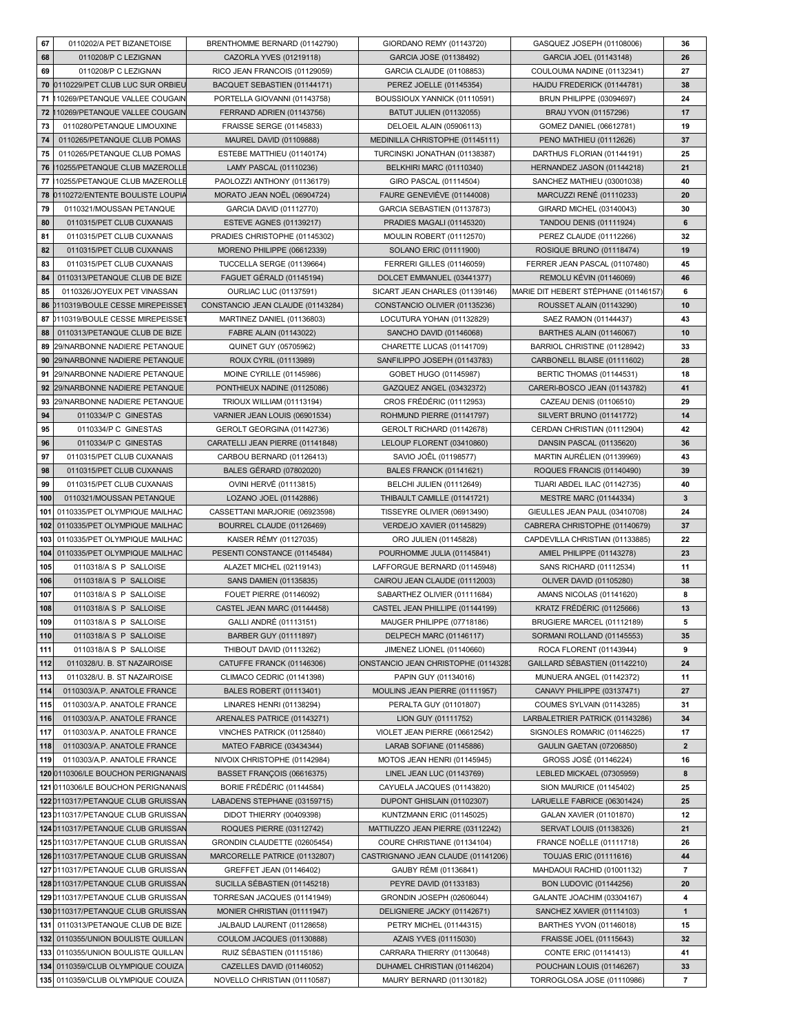| 67 | 0110202/A PET BIZANETOISE | BRENTHOMME BERNARD (01142790) | GIORDANO REMY (01143720) | GASQUEZ JOSEPH (01108006) | 36 |
|---|---|---|---|---|---|
| 68 | 0110208/P C LEZIGNAN | CAZORLA YVES (01219118) | GARCIA JOSE (01138492) | GARCIA JOEL (01143148) | 26 |
| 69 | 0110208/P C LEZIGNAN | RICO JEAN FRANCOIS (01129059) | GARCIA CLAUDE (01108853) | COULOUMA NADINE (01132341) | 27 |
| 70 | 0110229/PET CLUB LUC SUR ORBIEU | BACQUET SEBASTIEN (01144171) | PEREZ JOELLE (01145354) | HAJDU FREDERICK (01144781) | 38 |
| 71 | 110269/PETANQUE VALLEE COUGAIN | PORTELLA GIOVANNI (01143758) | BOUSSIOUX YANNICK (01110591) | BRUN PHILIPPE (03094697) | 24 |
| 72 | 110269/PETANQUE VALLEE COUGAIN | FERRAND ADRIEN (01143756) | BATUT JULIEN (01132055) | BRAU YVON (01157296) | 17 |
| 73 | 0110280/PETANQUE LIMOUXINE | FRAISSE SERGE (01145833) | DELOEIL ALAIN (05906113) | GOMEZ DANIEL (06612781) | 19 |
| 74 | 0110265/PETANQUE CLUB POMAS | MAUREL DAVID (01109888) | MEDINILLA CHRISTOPHE (01145111) | PENO MATHIEU (01112626) | 37 |
| 75 | 0110265/PETANQUE CLUB POMAS | ESTEBE MATTHIEU (01140174) | TURCINSKI JONATHAN (01138387) | DARTHUS FLORIAN (01144191) | 25 |
| 76 | 10255/PETANQUE CLUB MAZEROLLE | LAMY PASCAL (01110236) | BELKHIRI MARC (01110340) | HERNANDEZ JASON (01144218) | 21 |
| 77 | 10255/PETANQUE CLUB MAZEROLLE | PAOLOZZI ANTHONY (01136179) | GIRO PASCAL (01114504) | SANCHEZ MATHIEU (03001038) | 40 |
| 78 | 0110272/ENTENTE BOULISTE LOUPIA | MORATO JEAN NOËL (06904724) | FAURE GENEVIÈVE (01144008) | MARCUZZI RENÉ (01110233) | 20 |
| 79 | 0110321/MOUSSAN PETANQUE | GARCIA DAVID (01112770) | GARCIA SEBASTIEN (01137873) | GIRARD MICHEL (03140043) | 30 |
| 80 | 0110315/PET CLUB CUXANAIS | ESTEVE AGNES (01139217) | PRADIES MAGALI (01145320) | TANDOU DENIS (01111924) | 6 |
| 81 | 0110315/PET CLUB CUXANAIS | PRADIES CHRISTOPHE (01145302) | MOULIN ROBERT (01112570) | PEREZ CLAUDE (01112266) | 32 |
| 82 | 0110315/PET CLUB CUXANAIS | MORENO PHILIPPE (06612339) | SOLANO ERIC (01111900) | ROSIQUE BRUNO (01118474) | 19 |
| 83 | 0110315/PET CLUB CUXANAIS | TUCCELLA SERGE (01139664) | FERRERI GILLES (01146059) | FERRER JEAN PASCAL (01107480) | 45 |
| 84 | 0110313/PETANQUE CLUB DE BIZE | FAGUET GÉRALD (01145194) | DOLCET EMMANUEL (03441377) | REMOLU KÉVIN (01146069) | 46 |
| 85 | 0110326/JOYEUX PET VINASSAN | OURLIAC LUC (01137591) | SICART JEAN CHARLES (01139146) | MARIE DIT HEBERT STÉPHANE (01146157) | 6 |
| 86 | 0110319/BOULE CESSE MIREPEISSET | CONSTANCIO JEAN CLAUDE (01143284) | CONSTANCIO OLIVIER (01135236) | ROUSSET ALAIN (01143290) | 10 |
| 87 | 0110319/BOULE CESSE MIREPEISSET | MARTINEZ DANIEL (01136803) | LOCUTURA YOHAN (01132829) | SAEZ RAMON (01144437) | 43 |
| 88 | 0110313/PETANQUE CLUB DE BIZE | FABRE ALAIN (01143022) | SANCHO DAVID (01146068) | BARTHES ALAIN (01146067) | 10 |
| 89 | 29/NARBONNE NADIERE PETANQUE | QUINET GUY (05705962) | CHARETTE LUCAS (01141709) | BARRIOL CHRISTINE (01128942) | 33 |
| 90 | 29/NARBONNE NADIERE PETANQUE | ROUX CYRIL (01113989) | SANFILIPPO JOSEPH (01143783) | CARBONELL BLAISE (01111602) | 28 |
| 91 | 29/NARBONNE NADIERE PETANQUE | MOINE CYRILLE (01145986) | GOBET HUGO (01145987) | BERTIC THOMAS (01144531) | 18 |
| 92 | 29/NARBONNE NADIERE PETANQUE | PONTHIEUX NADINE (01125086) | GAZQUEZ ANGEL (03432372) | CARERI-BOSCO JEAN (01143782) | 41 |
| 93 | 29/NARBONNE NADIERE PETANQUE | TRIOUX WILLIAM (01113194) | CROS FRÉDÉRIC (01112953) | CAZEAU DENIS (01106510) | 29 |
| 94 | 0110334/P C GINESTAS | VARNIER JEAN LOUIS (06901534) | ROHMUND PIERRE (01141797) | SILVERT BRUNO (01141772) | 14 |
| 95 | 0110334/P C GINESTAS | GEROLT GEORGINA (01142736) | GEROLT RICHARD (01142678) | CERDAN CHRISTIAN (01112904) | 42 |
| 96 | 0110334/P C GINESTAS | CARATELLI JEAN PIERRE (01141848) | LELOUP FLORENT (03410860) | DANSIN PASCAL (01135620) | 36 |
| 97 | 0110315/PET CLUB CUXANAIS | CARBOU BERNARD (01126413) | SAVIO JOËL (01198577) | MARTIN AURÉLIEN (01139969) | 43 |
| 98 | 0110315/PET CLUB CUXANAIS | BALES GÉRARD (07802020) | BALES FRANCK (01141621) | ROQUES FRANCIS (01140490) | 39 |
| 99 | 0110315/PET CLUB CUXANAIS | OVINI HERVÉ (01113815) | BELCHI JULIEN (01112649) | TIJARI ABDEL ILAC (01142735) | 40 |
| 100 | 0110321/MOUSSAN PETANQUE | LOZANO JOEL (01142886) | THIBAULT CAMILLE (01141721) | MESTRE MARC (01144334) | 3 |
| 101 | 0110335/PET OLYMPIQUE MAILHAC | CASSETTANI MARJORIE (06923598) | TISSEYRE OLIVIER (06913490) | GIEULLES JEAN PAUL (03410708) | 24 |
| 102 | 0110335/PET OLYMPIQUE MAILHAC | BOURREL CLAUDE (01126469) | VERDEJO XAVIER (01145829) | CABRERA CHRISTOPHE (01140679) | 37 |
| 103 | 0110335/PET OLYMPIQUE MAILHAC | KAISER RÉMY (01127035) | ORO JULIEN (01145828) | CAPDEVILLA CHRISTIAN (01133885) | 22 |
| 104 | 0110335/PET OLYMPIQUE MAILHAC | PESENTI CONSTANCE (01145484) | POURHOMME JULIA (01145841) | AMIEL PHILIPPE (01143278) | 23 |
| 105 | 0110318/A S P SALLOISE | ALAZET MICHEL (02119143) | LAFFORGUE BERNARD (01145948) | SANS RICHARD (01112534) | 11 |
| 106 | 0110318/A S P SALLOISE | SANS DAMIEN (01135835) | CAIROU JEAN CLAUDE (01112003) | OLIVER DAVID (01105280) | 38 |
| 107 | 0110318/A S P SALLOISE | FOUET PIERRE (01146092) | SABARTHEZ OLIVIER (01111684) | AMANS NICOLAS (01141620) | 8 |
| 108 | 0110318/A S P SALLOISE | CASTEL JEAN MARC (01144458) | CASTEL JEAN PHILLIPE (01144199) | KRATZ FRÉDÉRIC (01125666) | 13 |
| 109 | 0110318/A S P SALLOISE | GALLI ANDRÉ (01113151) | MAUGER PHILIPPE (07718186) | BRUGIERE MARCEL (01112189) | 5 |
| 110 | 0110318/A S P SALLOISE | BARBER GUY (01111897) | DELPECH MARC (01146117) | SORMANI ROLLAND (01145553) | 35 |
| 111 | 0110318/A S P SALLOISE | THIBOUT DAVID (01113262) | JIMENEZ LIONEL (01140660) | ROCA FLORENT (01143944) | 9 |
| 112 | 0110328/U. B. ST NAZAIROISE | CATUFFE FRANCK (01146306) | ONSTANCIO JEAN CHRISTOPHE (0114328 | GAILLARD SÉBASTIEN (01142210) | 24 |
| 113 | 0110328/U. B. ST NAZAIROISE | CLIMACO CEDRIC (01141398) | PAPIN GUY (01134016) | MUNUERA ANGEL (01142372) | 11 |
| 114 | 0110303/A.P. ANATOLE FRANCE | BALES ROBERT (01113401) | MOULINS JEAN PIERRE (01111957) | CANAVY PHILIPPE (03137471) | 27 |
| 115 | 0110303/A.P. ANATOLE FRANCE | LINARES HENRI (01138294) | PERALTA GUY (01101807) | COUMES SYLVAIN (01143285) | 31 |
| 116 | 0110303/A.P. ANATOLE FRANCE | ARENALES PATRICE (01143271) | LION GUY (01111752) | LARBALETRIER PATRICK (01143286) | 34 |
| 117 | 0110303/A.P. ANATOLE FRANCE | VINCHES PATRICK (01125840) | VIOLET JEAN PIERRE (06612542) | SIGNOLES ROMARIC (01146225) | 17 |
| 118 | 0110303/A.P. ANATOLE FRANCE | MATEO FABRICE (03434344) | LARAB SOFIANE (01145886) | GAULIN GAETAN (07206850) | 2 |
| 119 | 0110303/A.P. ANATOLE FRANCE | NIVOIX CHRISTOPHE (01142984) | MOTOS JEAN HENRI (01145945) | GROSS JOSÉ (01146224) | 16 |
| 120 | 0110306/LE BOUCHON PERIGNANAIS | BASSET FRANÇOIS (06616375) | LINEL JEAN LUC (01143769) | LEBLED MICKAEL (07305959) | 8 |
| 121 | 0110306/LE BOUCHON PERIGNANAIS | BORIE FRÉDÉRIC (01144584) | CAYUELA JACQUES (01143820) | SION MAURICE (01145402) | 25 |
| 122 | 0110317/PETANQUE CLUB GRUISSAN | LABADENS STEPHANE (03159715) | DUPONT GHISLAIN (01102307) | LARUELLE FABRICE (06301424) | 25 |
| 123 | 0110317/PETANQUE CLUB GRUISSAN | DIDOT THIERRY (00409398) | KUNTZMANN ERIC (01145025) | GALAN XAVIER (01101870) | 12 |
| 124 | 0110317/PETANQUE CLUB GRUISSAN | ROQUES PIERRE (03112742) | MATTIUZZO JEAN PIERRE (03112242) | SERVAT LOUIS (01138326) | 21 |
| 125 | 0110317/PETANQUE CLUB GRUISSAN | GRONDIN CLAUDETTE (02605454) | COURE CHRISTIANE (01134104) | FRANCE NOËLLE (01111718) | 26 |
| 126 | 0110317/PETANQUE CLUB GRUISSAN | MARCORELLE PATRICE (01132807) | CASTRIGNANO JEAN CLAUDE (01141206) | TOUJAS ERIC (01111616) | 44 |
| 127 | 0110317/PETANQUE CLUB GRUISSAN | GREFFET JEAN (01146402) | GAUBY RÉMI (01136841) | MAHDAOUI RACHID (01001132) | 7 |
| 128 | 0110317/PETANQUE CLUB GRUISSAN | SUCILLA SÉBASTIEN (01145218) | PEYRE DAVID (01133183) | BON LUDOVIC (01144256) | 20 |
| 129 | 0110317/PETANQUE CLUB GRUISSAN | TORRESAN JACQUES (01141949) | GRONDIN JOSEPH (02606044) | GALANTE JOACHIM (03304167) | 4 |
| 130 | 0110317/PETANQUE CLUB GRUISSAN | MONIER CHRISTIAN (01111947) | DELIGNIERE JACKY (01142671) | SANCHEZ XAVIER (01114103) | 1 |
| 131 | 0110313/PETANQUE CLUB DE BIZE | JALBAUD LAURENT (01128658) | PETRY MICHEL (01144315) | BARTHES YVON (01146018) | 15 |
| 132 | 0110355/UNION BOULISTE QUILLAN | COULOM JACQUES (01130888) | AZAIS YVES (01115030) | FRAISSE JOEL (01115643) | 32 |
| 133 | 0110355/UNION BOULISTE QUILLAN | RUIZ SÉBASTIEN (01115186) | CARRARA THIERRY (01130648) | CONTE ERIC (01141413) | 41 |
| 134 | 0110359/CLUB OLYMPIQUE COUIZA | CAZELLES DAVID (01146052) | DUHAMEL CHRISTIAN (01146204) | POUCHAIN LOUIS (01146267) | 33 |
| 135 | 0110359/CLUB OLYMPIQUE COUIZA | NOVELLO CHRISTIAN (01110587) | MAURY BERNARD (01130182) | TORROGLOSA JOSE (01110986) | 7 |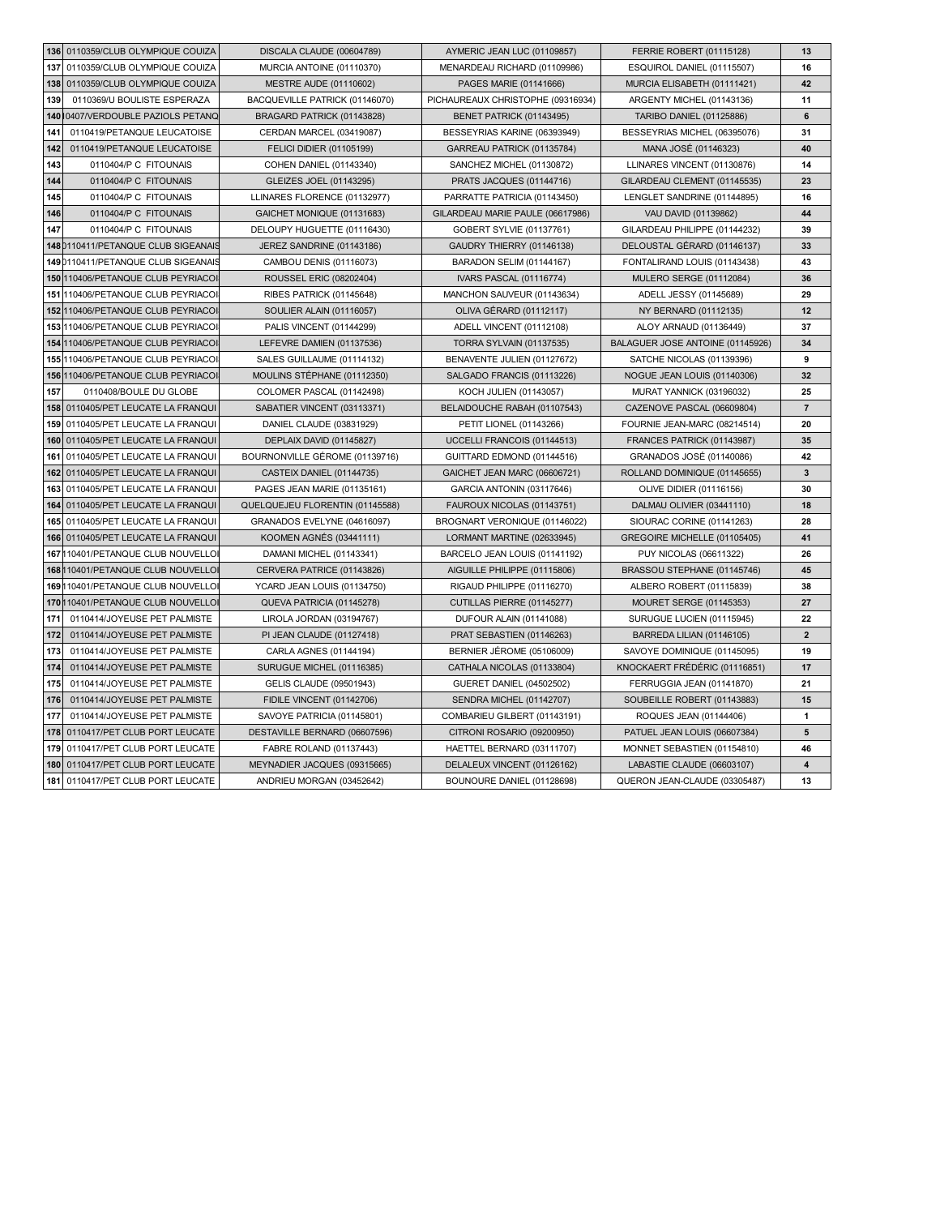| | | | | | |
|---|---|---|---|---|---|
| 136 | 0110359/CLUB OLYMPIQUE COUIZA | DISCALA CLAUDE (00604789) | AYMERIC JEAN LUC (01109857) | FERRIE ROBERT (01115128) | 13 |
| 137 | 0110359/CLUB OLYMPIQUE COUIZA | MURCIA ANTOINE (01110370) | MENARDEAU RICHARD (01109986) | ESQUIROL DANIEL (01115507) | 16 |
| 138 | 0110359/CLUB OLYMPIQUE COUIZA | MESTRE AUDE (01110602) | PAGES MARIE (01141666) | MURCIA ELISABETH (01111421) | 42 |
| 139 | 0110369/U BOULISTE ESPERAZA | BACQUEVILLE PATRICK (01146070) | PICHAUREAUX CHRISTOPHE (09316934) | ARGENTY MICHEL (01143136) | 11 |
| 140 | 0407/VERDOUBLE PAZIOLS PETANQ | BRAGARD PATRICK (01143828) | BENET PATRICK (01143495) | TARIBO DANIEL (01125886) | 6 |
| 141 | 0110419/PETANQUE LEUCATOISE | CERDAN MARCEL (03419087) | BESSEYRIAS KARINE (06393949) | BESSEYRIAS MICHEL (06395076) | 31 |
| 142 | 0110419/PETANQUE LEUCATOISE | FELICI DIDIER (01105199) | GARREAU PATRICK (01135784) | MANA JOSÉ (01146323) | 40 |
| 143 | 0110404/P C FITOUNAIS | COHEN DANIEL (01143340) | SANCHEZ MICHEL (01130872) | LLINARES VINCENT (01130876) | 14 |
| 144 | 0110404/P C FITOUNAIS | GLEIZES JOEL (01143295) | PRATS JACQUES (01144716) | GILARDEAU CLEMENT (01145535) | 23 |
| 145 | 0110404/P C FITOUNAIS | LLINARES FLORENCE (01132977) | PARRATTE PATRICIA (01143450) | LENGLET SANDRINE (01144895) | 16 |
| 146 | 0110404/P C FITOUNAIS | GAICHET MONIQUE (01131683) | GILARDEAU MARIE PAULE (06617986) | VAU DAVID (01139862) | 44 |
| 147 | 0110404/P C FITOUNAIS | DELOUPY HUGUETTE (01116430) | GOBERT SYLVIE (01137761) | GILARDEAU PHILIPPE (01144232) | 39 |
| 148 | 0110411/PETANQUE CLUB SIGEANAIS | JEREZ SANDRINE (01143186) | GAUDRY THIERRY (01146138) | DELOUSTAL GÉRARD (01146137) | 33 |
| 149 | 0110411/PETANQUE CLUB SIGEANAIS | CAMBOU DENIS (01116073) | BARADON SELIM (01144167) | FONTALIRAND LOUIS (01143438) | 43 |
| 150 | 110406/PETANQUE CLUB PEYRIACOI | ROUSSEL ERIC (08202404) | IVARS PASCAL (01116774) | MULERO SERGE (01112084) | 36 |
| 151 | 110406/PETANQUE CLUB PEYRIACOI | RIBES PATRICK (01145648) | MANCHON SAUVEUR (01143634) | ADELL JESSY (01145689) | 29 |
| 152 | 110406/PETANQUE CLUB PEYRIACOI | SOULIER ALAIN (01116057) | OLIVA GÉRARD (01112117) | NY BERNARD (01112135) | 12 |
| 153 | 110406/PETANQUE CLUB PEYRIACOI | PALIS VINCENT (01144299) | ADELL VINCENT (01112108) | ALOY ARNAUD (01136449) | 37 |
| 154 | 110406/PETANQUE CLUB PEYRIACOI | LEFEVRE DAMIEN (01137536) | TORRA SYLVAIN (01137535) | BALAGUER JOSE ANTOINE (01145926) | 34 |
| 155 | 110406/PETANQUE CLUB PEYRIACOI | SALES GUILLAUME (01114132) | BENAVENTE JULIEN (01127672) | SATCHE NICOLAS (01139396) | 9 |
| 156 | 110406/PETANQUE CLUB PEYRIACOI | MOULINS STÉPHANE (01112350) | SALGADO FRANCIS (01113226) | NOGUE JEAN LOUIS (01140306) | 32 |
| 157 | 0110408/BOULE DU GLOBE | COLOMER PASCAL (01142498) | KOCH JULIEN (01143057) | MURAT YANNICK (03196032) | 25 |
| 158 | 0110405/PET LEUCATE LA FRANQUI | SABATIER VINCENT (03113371) | BELAIDOUCHE RABAH (01107543) | CAZENOVE PASCAL (06609804) | 7 |
| 159 | 0110405/PET LEUCATE LA FRANQUI | DANIEL CLAUDE (03831929) | PETIT LIONEL (01143266) | FOURNIE JEAN-MARC (08214514) | 20 |
| 160 | 0110405/PET LEUCATE LA FRANQUI | DEPLAIX DAVID (01145827) | UCCELLI FRANCOIS (01144513) | FRANCES PATRICK (01143987) | 35 |
| 161 | 0110405/PET LEUCATE LA FRANQUI | BOURNONVILLE GÉROME (01139716) | GUITTARD EDMOND (01144516) | GRANADOS JOSÉ (01140086) | 42 |
| 162 | 0110405/PET LEUCATE LA FRANQUI | CASTEIX DANIEL (01144735) | GAICHET JEAN MARC (06606721) | ROLLAND DOMINIQUE (01145655) | 3 |
| 163 | 0110405/PET LEUCATE LA FRANQUI | PAGES JEAN MARIE (01135161) | GARCIA ANTONIN (03117646) | OLIVE DIDIER (01116156) | 30 |
| 164 | 0110405/PET LEUCATE LA FRANQUI | QUELQUEJEU FLORENTIN (01145588) | FAUROUX NICOLAS (01143751) | DALMAU OLIVIER (03441110) | 18 |
| 165 | 0110405/PET LEUCATE LA FRANQUI | GRANADOS EVELYNE (04616097) | BROGNART VERONIQUE (01146022) | SIOURAC CORINE (01141263) | 28 |
| 166 | 0110405/PET LEUCATE LA FRANQUI | KOOMEN AGNÈS (03441111) | LORMANT MARTINE (02633945) | GREGOIRE MICHELLE (01105405) | 41 |
| 167 | 110401/PETANQUE CLUB NOUVELLOI | DAMANI MICHEL (01143341) | BARCELO JEAN LOUIS (01141192) | PUY NICOLAS (06611322) | 26 |
| 168 | 110401/PETANQUE CLUB NOUVELLOI | CERVERA PATRICE (01143826) | AIGUILLE PHILIPPE (01115806) | BRASSOU STEPHANE (01145746) | 45 |
| 169 | 110401/PETANQUE CLUB NOUVELLOI | YCARD JEAN LOUIS (01134750) | RIGAUD PHILIPPE (01116270) | ALBERO ROBERT (01115839) | 38 |
| 170 | 110401/PETANQUE CLUB NOUVELLOI | QUEVA PATRICIA (01145278) | CUTILLAS PIERRE (01145277) | MOURET SERGE (01145353) | 27 |
| 171 | 0110414/JOYEUSE PET PALMISTE | LIROLA JORDAN (03194767) | DUFOUR ALAIN (01141088) | SURUGUE LUCIEN (01115945) | 22 |
| 172 | 0110414/JOYEUSE PET PALMISTE | PI JEAN CLAUDE (01127418) | PRAT SEBASTIEN (01146263) | BARREDA LILIAN (01146105) | 2 |
| 173 | 0110414/JOYEUSE PET PALMISTE | CARLA AGNES (01144194) | BERNIER JÉROME (05106009) | SAVOYE DOMINIQUE (01145095) | 19 |
| 174 | 0110414/JOYEUSE PET PALMISTE | SURUGUE MICHEL (01116385) | CATHALA NICOLAS (01133804) | KNOCKAERT FRÉDÉRIC (01116851) | 17 |
| 175 | 0110414/JOYEUSE PET PALMISTE | GELIS CLAUDE (09501943) | GUERET DANIEL (04502502) | FERRUGGIA JEAN (01141870) | 21 |
| 176 | 0110414/JOYEUSE PET PALMISTE | FIDILE VINCENT (01142706) | SENDRA MICHEL (01142707) | SOUBEILLE ROBERT (01143883) | 15 |
| 177 | 0110414/JOYEUSE PET PALMISTE | SAVOYE PATRICIA (01145801) | COMBARIEU GILBERT (01143191) | ROQUES JEAN (01144406) | 1 |
| 178 | 0110417/PET CLUB PORT LEUCATE | DESTAVILLE BERNARD (06607596) | CITRONI ROSARIO (09200950) | PATUEL JEAN LOUIS (06607384) | 5 |
| 179 | 0110417/PET CLUB PORT LEUCATE | FABRE ROLAND (01137443) | HAETTEL BERNARD (03111707) | MONNET SEBASTIEN (01154810) | 46 |
| 180 | 0110417/PET CLUB PORT LEUCATE | MEYNADIER JACQUES (09315665) | DELALEUX VINCENT (01126162) | LABASTIE CLAUDE (06603107) | 4 |
| 181 | 0110417/PET CLUB PORT LEUCATE | ANDRIEU MORGAN (03452642) | BOUNOURE DANIEL (01128698) | QUERON JEAN-CLAUDE (03305487) | 13 |